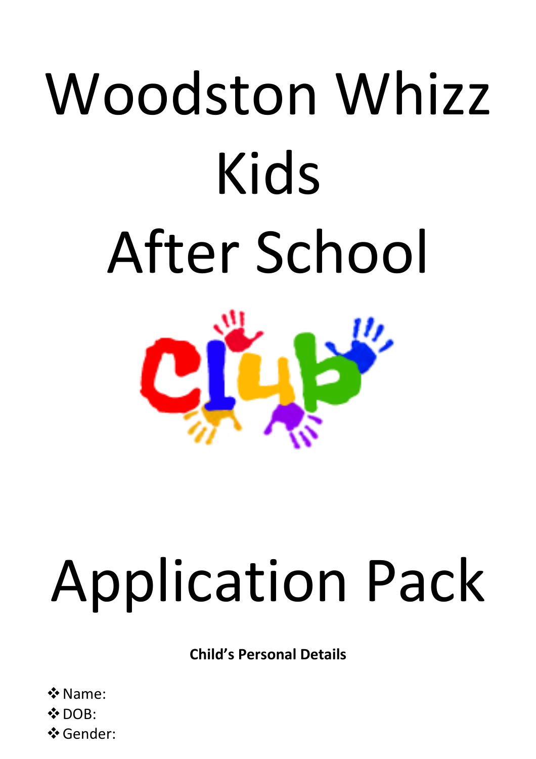# Woodston Whizz Kids After School

club

# Application Pack

**Child's Personal Details**

- Name:
- DOB:
- Gender: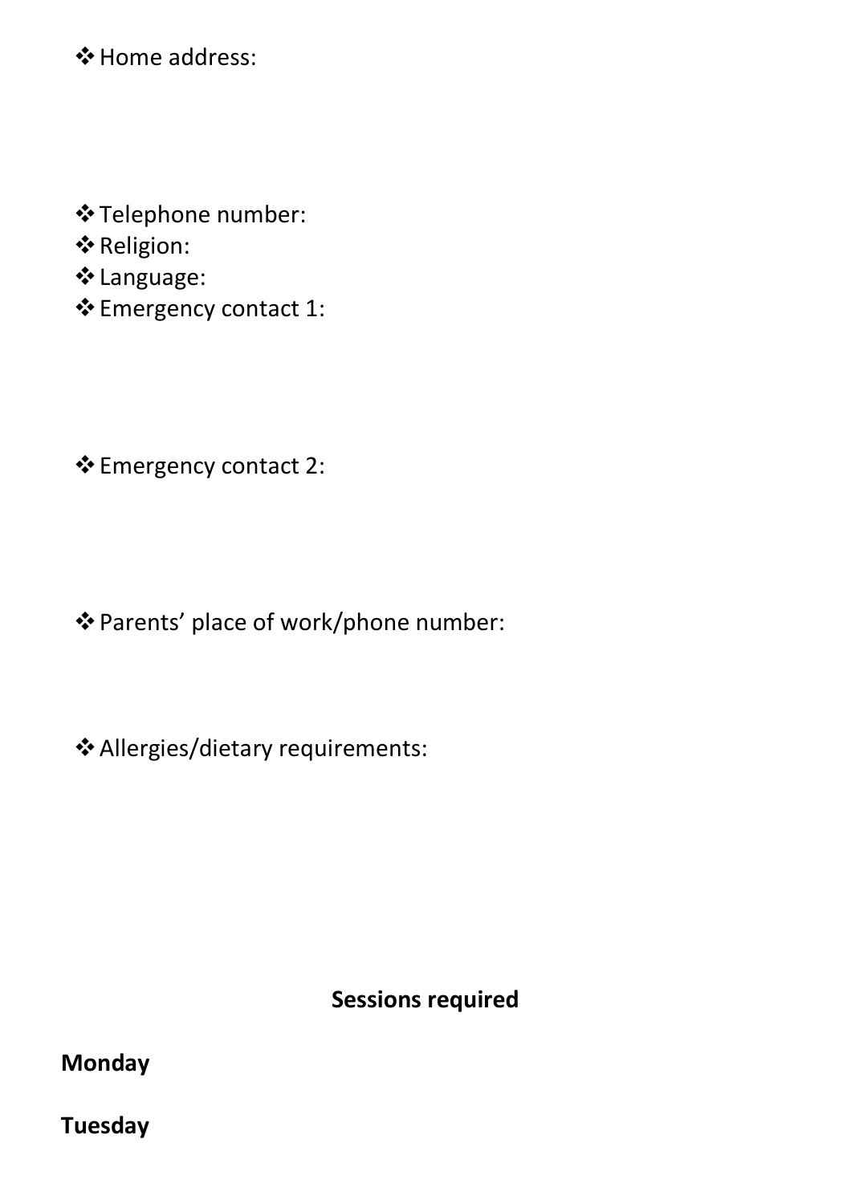- Home address:

- Telephone number:
- Religion:
- Language:
- Emergency contact 1:

- Emergency contact 2:

- Parents' place of work/phone number:

- Allergies/dietary requirements:

**Sessions required**

**Monday**

**Tuesday**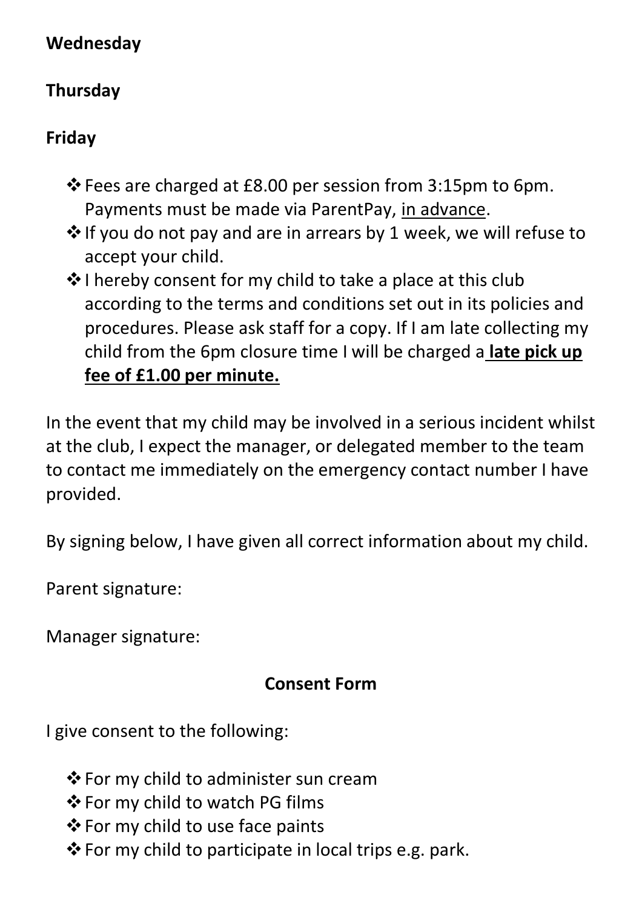**Wednesday**

**Thursday**

**Friday**

- Fees are charged at £8.00 per session from 3:15pm to 6pm. Payments must be made via ParentPay, <u>in advance</u>.
- If you do not pay and are in arrears by 1 week, we will refuse to accept your child.
- I hereby consent for my child to take a place at this club according to the terms and conditions set out in its policies and procedures. Please ask staff for a copy. If I am late collecting my child from the 6pm closure time I will be charged a <u>**late pick up fee of £1.00 per minute.**</u>

In the event that my child may be involved in a serious incident whilst at the club, I expect the manager, or delegated member to the team to contact me immediately on the emergency contact number I have provided.

By signing below, I have given all correct information about my child.

Parent signature:

Manager signature:

**Consent Form**

I give consent to the following:

- For my child to administer sun cream
- For my child to watch PG films
- For my child to use face paints
- For my child to participate in local trips e.g. park.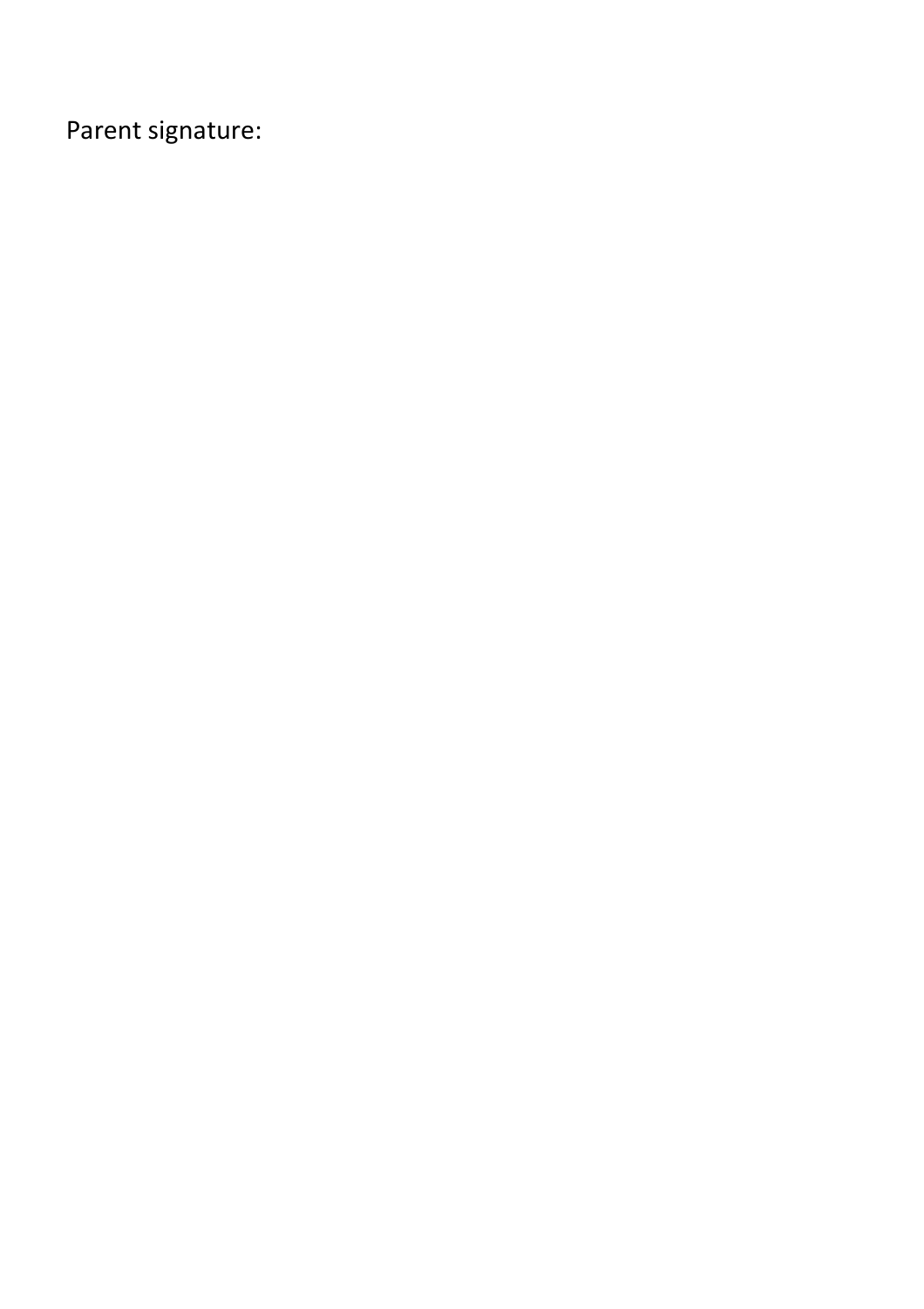Parent signature: